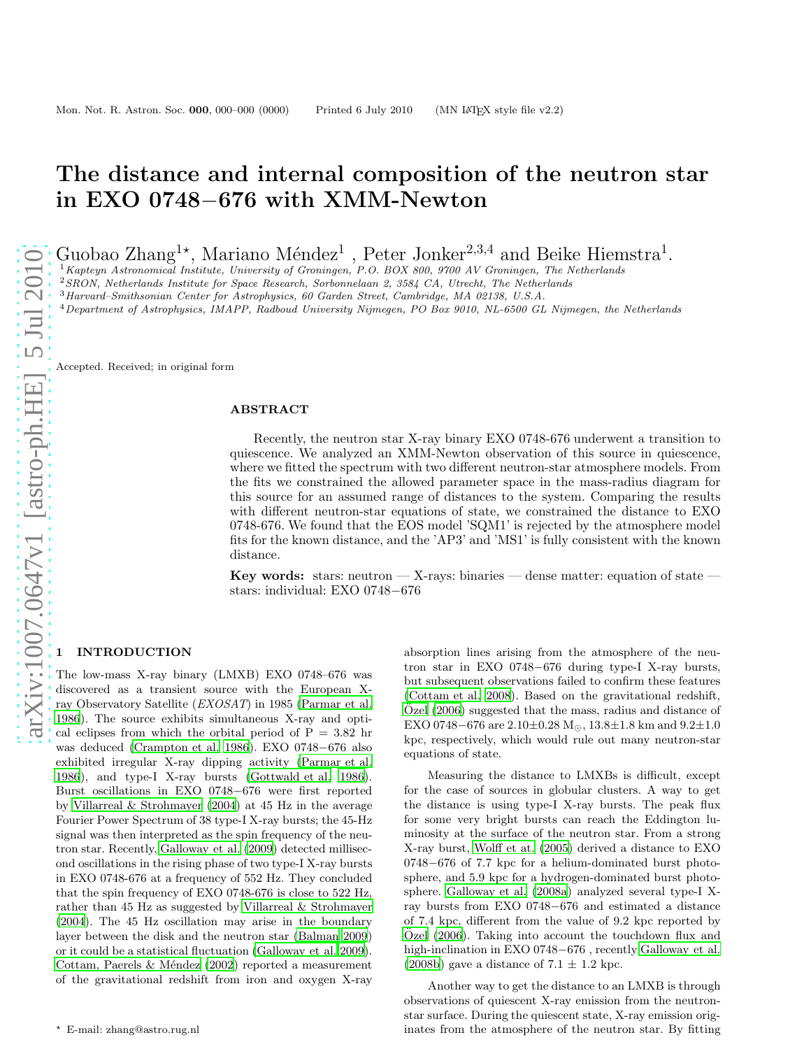# The distance and internal composition of the neutron star in EXO 0748−676 with XMM-Newton

Guobao Zhang[1*], Mariano Méndez[1] , Peter Jonker[2,3,4] and Beike Hiemstra[1].

[1] Kapteyn Astronomical Institute, University of Groningen, P.O. BOX 800, 9700 AV Groningen, The Netherlands
[2] SRON, Netherlands Institute for Space Research, Sorbonnelaan 2, 3584 CA, Utrecht, The Netherlands
[3] Harvard–Smithsonian Center for Astrophysics, 60 Garden Street, Cambridge, MA 02138, U.S.A.
[4] Department of Astrophysics, IMAPP, Radboud University Nijmegen, PO Box 9010, NL-6500 GL Nijmegen, the Netherlands

Accepted. Received; in original form

## ABSTRACT

Recently, the neutron star X-ray binary EXO 0748-676 underwent a transition to quiescence. We analyzed an XMM-Newton observation of this source in quiescence, where we fitted the spectrum with two different neutron-star atmosphere models. From the fits we constrained the allowed parameter space in the mass-radius diagram for this source for an assumed range of distances to the system. Comparing the results with different neutron-star equations of state, we constrained the distance to EXO 0748-676. We found that the EOS model 'SQM1' is rejected by the atmosphere model fits for the known distance, and the 'AP3' and 'MS1' is fully consistent with the known distance.

**Key words:** stars: neutron — X-rays: binaries — dense matter: equation of state — stars: individual: EXO 0748−676

## 1 INTRODUCTION

The low-mass X-ray binary (LMXB) EXO 0748–676 was discovered as a transient source with the European X-ray Observatory Satellite (*EXOSAT*) in 1985 (Parmar et al. 1986). The source exhibits simultaneous X-ray and optical eclipses from which the orbital period of P = 3.82 hr was deduced (Crampton et al. 1986). EXO 0748−676 also exhibited irregular X-ray dipping activity (Parmar et al. 1986), and type-I X-ray bursts (Gottwald et al. 1986). Burst oscillations in EXO 0748−676 were first reported by Villarreal & Strohmayer (2004) at 45 Hz in the average Fourier Power Spectrum of 38 type-I X-ray bursts; the 45-Hz signal was then interpreted as the spin frequency of the neutron star. Recently, Galloway et al. (2009) detected millisecond oscillations in the rising phase of two type-I X-ray bursts in EXO 0748-676 at a frequency of 552 Hz. They concluded that the spin frequency of EXO 0748-676 is close to 522 Hz, rather than 45 Hz as suggested by Villarreal & Strohmayer (2004). The 45 Hz oscillation may arise in the boundary layer between the disk and the neutron star (Balman 2009) or it could be a statistical fluctuation (Galloway et al. 2009). Cottam, Paerels & Méndez (2002) reported a measurement of the gravitational redshift from iron and oxygen X-ray absorption lines arising from the atmosphere of the neutron star in EXO 0748−676 during type-I X-ray bursts, but subsequent observations failed to confirm these features (Cottam et al. 2008). Based on the gravitational redshift, Özel (2006) suggested that the mass, radius and distance of EXO 0748−676 are 2.10±0.28 M$_\odot$, 13.8±1.8 km and 9.2±1.0 kpc, respectively, which would rule out many neutron-star equations of state.

Measuring the distance to LMXBs is difficult, except for the case of sources in globular clusters. A way to get the distance is using type-I X-ray bursts. The peak flux for some very bright bursts can reach the Eddington luminosity at the surface of the neutron star. From a strong X-ray burst, Wolff et at. (2005) derived a distance to EXO 0748−676 of 7.7 kpc for a helium-dominated burst photosphere, and 5.9 kpc for a hydrogen-dominated burst photosphere. Galloway et al. (2008a) analyzed several type-I X-ray bursts from EXO 0748−676 and estimated a distance of 7.4 kpc, different from the value of 9.2 kpc reported by Özel (2006). Taking into account the touchdown flux and high-inclination in EXO 0748−676 , recently Galloway et al. (2008b) gave a distance of 7.1 ± 1.2 kpc.

Another way to get the distance to an LMXB is through observations of quiescent X-ray emission from the neutron-star surface. During the quiescent state, X-ray emission originates from the atmosphere of the neutron star. By fitting

* E-mail: zhang@astro.rug.nl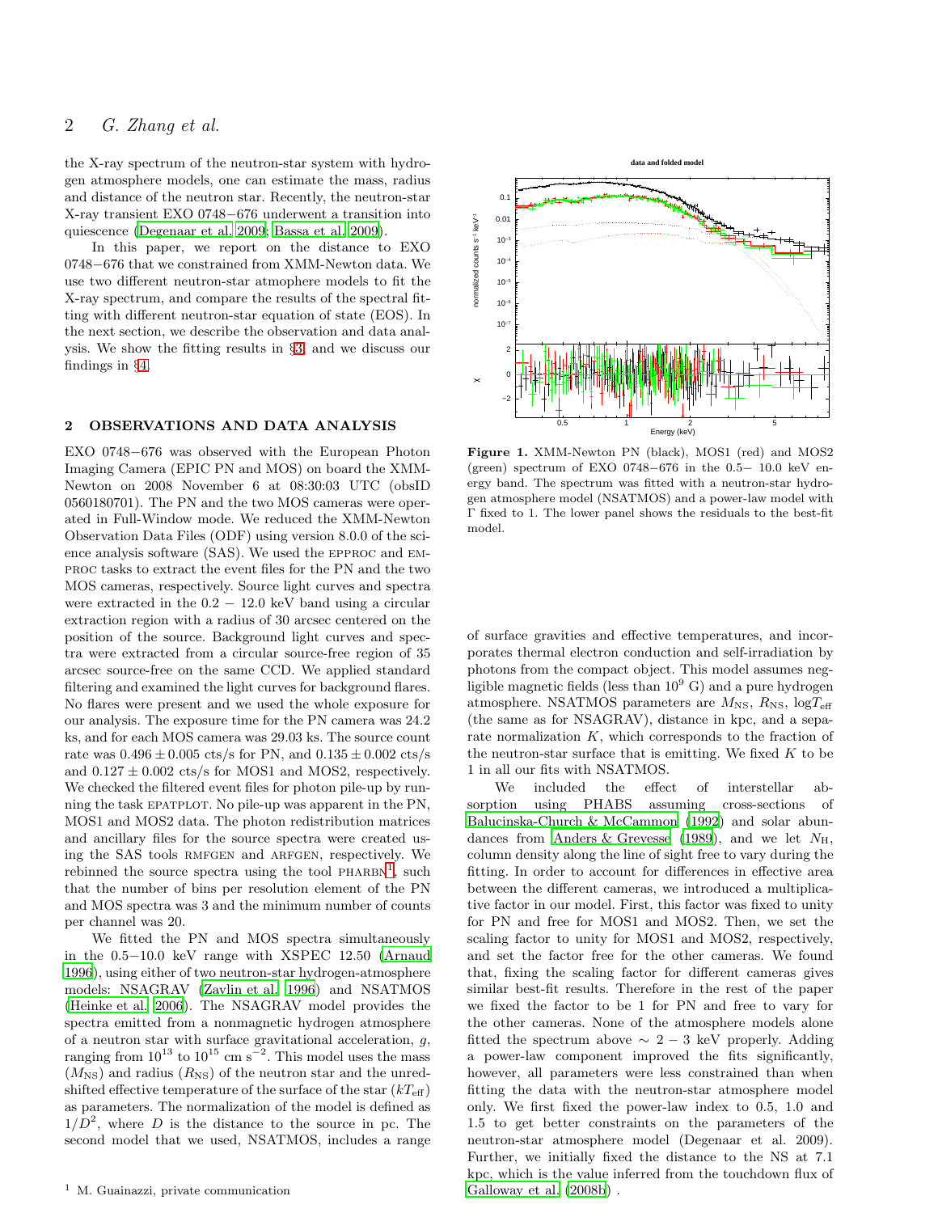the X-ray spectrum of the neutron-star system with hydrogen atmosphere models, one can estimate the mass, radius and distance of the neutron star. Recently, the neutron-star X-ray transient EXO 0748−676 underwent a transition into quiescence (Degenaar et al. 2009; Bassa et al. 2009).

In this paper, we report on the distance to EXO 0748−676 that we constrained from XMM-Newton data. We use two different neutron-star atmophere models to fit the X-ray spectrum, and compare the results of the spectral fitting with different neutron-star equation of state (EOS). In the next section, we describe the observation and data analysis. We show the fitting results in §3; and we discuss our findings in §4.

## 2 OBSERVATIONS AND DATA ANALYSIS

EXO 0748−676 was observed with the European Photon Imaging Camera (EPIC PN and MOS) on board the XMM-Newton on 2008 November 6 at 08:30:03 UTC (obsID 0560180701). The PN and the two MOS cameras were operated in Full-Window mode. We reduced the XMM-Newton Observation Data Files (ODF) using version 8.0.0 of the science analysis software (SAS). We used the EPPROC and EMPROC tasks to extract the event files for the PN and the two MOS cameras, respectively. Source light curves and spectra were extracted in the $0.2-12.0$ keV band using a circular extraction region with a radius of 30 arcsec centered on the position of the source. Background light curves and spectra were extracted from a circular source-free region of 35 arcsec source-free on the same CCD. We applied standard filtering and examined the light curves for background flares. No flares were present and we used the whole exposure for our analysis. The exposure time for the PN camera was 24.2 ks, and for each MOS camera was 29.03 ks. The source count rate was $0.496 \pm 0.005$ cts/s for PN, and $0.135 \pm 0.002$ cts/s and $0.127 \pm 0.002$ cts/s for MOS1 and MOS2, respectively. We checked the filtered event files for photon pile-up by running the task EPATPLOT. No pile-up was apparent in the PN, MOS1 and MOS2 data. The photon redistribution matrices and ancillary files for the source spectra were created using the SAS tools RMFGEN and ARFGEN, respectively. We rebinned the source spectra using the tool PHARBN[1], such that the number of bins per resolution element of the PN and MOS spectra was 3 and the minimum number of counts per channel was 20.

We fitted the PN and MOS spectra simultaneously in the 0.5−10.0 keV range with XSPEC 12.50 (Arnaud 1996), using either of two neutron-star hydrogen-atmosphere models: NSAGRAV (Zavlin et al. 1996) and NSATMOS (Heinke et al. 2006). The NSAGRAV model provides the spectra emitted from a nonmagnetic hydrogen atmosphere of a neutron star with surface gravitational acceleration, $g$, ranging from $10^{13}$ to $10^{15}$ cm s$^{-2}$. This model uses the mass ($M_{\rm NS}$) and radius ($R_{\rm NS}$) of the neutron star and the unredshifted effective temperature of the surface of the star ($kT_{\rm eff}$) as parameters. The normalization of the model is defined as $1/D^2$, where $D$ is the distance to the source in pc. The second model that we used, NSATMOS, includes a range of surface gravities and effective temperatures, and incorporates thermal electron conduction and self-irradiation by photons from the compact object. This model assumes negligible magnetic fields (less than $10^9$ G) and a pure hydrogen atmosphere. NSATMOS parameters are $M_{\rm NS}$, $R_{\rm NS}$, log$T_{\rm eff}$ (the same as for NSAGRAV), distance in kpc, and a separate normalization $K$, which corresponds to the fraction of the neutron-star surface that is emitting. We fixed $K$ to be 1 in all our fits with NSATMOS.

data and folded model

normalized counts s$^{-1}$ keV$^{-1}$

$\chi$

Energy (keV)

Figure 1. XMM-Newton PN (black), MOS1 (red) and MOS2 (green) spectrum of EXO 0748−676 in the 0.5− 10.0 keV energy band. The spectrum was fitted with a neutron-star hydrogen atmosphere model (NSATMOS) and a power-law model with Γ fixed to 1. The lower panel shows the residuals to the best-fit model.

We included the effect of interstellar absorption using PHABS assuming cross-sections of Balucinska-Church & McCammon (1992) and solar abundances from Anders & Grevesse (1989), and we let $N_{\rm H}$, column density along the line of sight free to vary during the fitting. In order to account for differences in effective area between the different cameras, we introduced a multiplicative factor in our model. First, this factor was fixed to unity for PN and free for MOS1 and MOS2. Then, we set the scaling factor to unity for MOS1 and MOS2, respectively, and set the factor free for the other cameras. We found that, fixing the scaling factor for different cameras gives similar best-fit results. Therefore in the rest of the paper we fixed the factor to be 1 for PN and free to vary for the other cameras. None of the atmosphere models alone fitted the spectrum above $\sim 2-3$ keV properly. Adding a power-law component improved the fits significantly, however, all parameters were less constrained than when fitting the data with the neutron-star atmosphere model only. We first fixed the power-law index to 0.5, 1.0 and 1.5 to get better constraints on the parameters of the neutron-star atmosphere model (Degenaar et al. 2009). Further, we initially fixed the distance to the NS at 7.1 kpc, which is the value inferred from the touchdown flux of Galloway et al. (2008b) .

[1] M. Guainazzi, private communication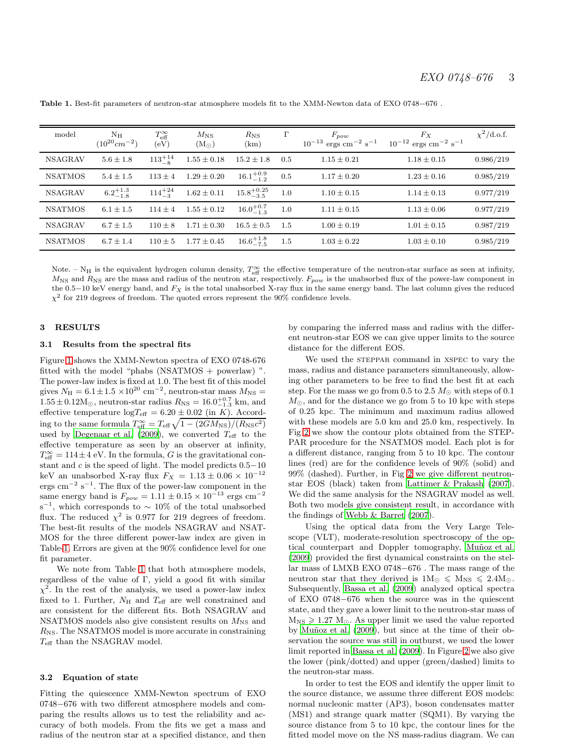**Table 1.** Best-fit parameters of neutron-star atmosphere models fit to the XMM-Newton data of EXO 0748−676 .

| model | $N_H$ ($10^{20} cm^{-2}$) | $T_{\rm eff}^{\infty}$ (eV) | $M_{\rm NS}$ ($M_\odot$) | $R_{\rm NS}$ (km) | $\Gamma$ | $F_{pow}$ $10^{-13}$ ergs cm$^{-2}$ s$^{-1}$ | $F_X$ $10^{-12}$ ergs cm$^{-2}$ s$^{-1}$ | $\chi^2$/d.o.f. |
|---|---|---|---|---|---|---|---|---|
| NSAGRAV | $5.6 \pm 1.8$ | $113^{+14}_{-8}$ | $1.55 \pm 0.18$ | $15.2 \pm 1.8$ | 0.5 | $1.15 \pm 0.21$ | $1.18 \pm 0.15$ | 0.986/219 |
| NSATMOS | $5.4 \pm 1.5$ | $113 \pm 4$ | $1.29 \pm 0.20$ | $16.1^{+0.9}_{-1.2}$ | 0.5 | $1.17 \pm 0.20$ | $1.23 \pm 0.16$ | 0.985/219 |
| NSAGRAV | $6.2^{+1.3}_{-1.8}$ | $114^{+24}_{-3}$ | $1.62 \pm 0.11$ | $15.8^{+0.25}_{-3.5}$ | 1.0 | $1.10 \pm 0.15$ | $1.14 \pm 0.13$ | 0.977/219 |
| NSATMOS | $6.1 \pm 1.5$ | $114 \pm 4$ | $1.55 \pm 0.12$ | $16.0^{+0.7}_{-1.3}$ | 1.0 | $1.11 \pm 0.15$ | $1.13 \pm 0.06$ | 0.977/219 |
| NSAGRAV | $6.7 \pm 1.5$ | $110 \pm 8$ | $1.71 \pm 0.30$ | $16.5 \pm 0.5$ | 1.5 | $1.00 \pm 0.19$ | $1.01 \pm 0.15$ | 0.987/219 |
| NSATMOS | $6.7 \pm 1.4$ | $110 \pm 5$ | $1.77 \pm 0.45$ | $16.6^{+1.8}_{-7.5}$ | 1.5 | $1.03 \pm 0.22$ | $1.03 \pm 0.10$ | 0.985/219 |

Note. – $N_H$ is the equivalent hydrogen column density, $T_{\rm eff}^{\infty}$ the effective temperature of the neutron-star surface as seen at infinity, $M_{\rm NS}$ and $R_{\rm NS}$ are the mass and radius of the neutron star, respectively. $F_{pow}$ is the unabsorbed flux of the power-law component in the 0.5−10 keV energy band, and $F_X$ is the total unabsorbed X-ray flux in the same energy band. The last column gives the reduced $\chi^2$ for 219 degrees of freedom. The quoted errors represent the 90% confidence levels.

## 3 RESULTS

### 3.1 Results from the spectral fits

Figure 1 shows the XMM-Newton spectra of EXO 0748-676 fitted with the model "phabs (NSATMOS + powerlaw) ". The power-law index is fixed at 1.0. The best fit of this model gives $N_H = 6.1 \pm 1.5 \times 10^{20}$ cm$^{-2}$, neutron-star mass $M_{\rm NS} = 1.55 \pm 0.12 M_\odot$, neutron-star radius $R_{\rm NS} = 16.0^{+0.7}_{-1.3}$ km, and effective temperature $\log T_{\rm eff} = 6.20 \pm 0.02$ (in $K$). According to the same formula $T_{\rm eff}^{\infty} = T_{\rm eff}\sqrt{1-(2GM_{\rm NS})/(R_{\rm NS}c^2)}$ used by Degenaar et al. (2009), we converted $T_{\rm eff}$ to the effective temperature as seen by an observer at infinity, $T_{\rm eff}^{\infty} = 114 \pm 4$ eV. In the formula, $G$ is the gravitational constant and $c$ is the speed of light. The model predicts 0.5−10 keV an unabsorbed X-ray flux $F_X = 1.13 \pm 0.06 \times 10^{-12}$ ergs cm$^{-2}$ s$^{-1}$. The flux of the power-law component in the same energy band is $F_{pow} = 1.11 \pm 0.15 \times 10^{-13}$ ergs cm$^{-2}$ s$^{-1}$, which corresponds to $\sim 10\%$ of the total unabsorbed flux. The reduced $\chi^2$ is 0.977 for 219 degrees of freedom. The best-fit results of the models NSAGRAV and NSATMOS for the three different power-law index are given in Table 1. Errors are given at the 90% confidence level for one fit parameter.

We note from Table 1 that both atmosphere models, regardless of the value of $\Gamma$, yield a good fit with similar $\chi^2$. In the rest of the analysis, we used a power-law index fixed to 1. Further, $N_H$ and $T_{\rm eff}$ are well constrained and are consistent for the different fits. Both NSAGRAV and NSATMOS models also give consistent results on $M_{\rm NS}$ and $R_{\rm NS}$. The NSATMOS model is more accurate in constraining $T_{\rm eff}$ than the NSAGRAV model.

### 3.2 Equation of state

Fitting the quiescence XMM-Newton spectrum of EXO 0748−676 with two different atmosphere models and comparing the results allows us to test the reliability and accuracy of both models. From the fits we get a mass and radius of the neutron star at a specified distance, and then by comparing the inferred mass and radius with the different neutron-star EOS we can give upper limits to the source distance for the different EOS.

We used the STEPPAR command in XSPEC to vary the mass, radius and distance parameters simultaneously, allowing other parameters to be free to find the best fit at each step. For the mass we go from 0.5 to 2.5 $M_\odot$ with steps of 0.1 $M_\odot$, and for the distance we go from 5 to 10 kpc with steps of 0.25 kpc. The minimum and maximum radius allowed with these models are 5.0 km and 25.0 km, respectively. In Fig 2 we show the contour plots obtained from the STEPPAR procedure for the NSATMOS model. Each plot is for a different distance, ranging from 5 to 10 kpc. The contour lines (red) are for the confidence levels of 90% (solid) and 99% (dashed). Further, in Fig 2 we give different neutron-star EOS (black) taken from Lattimer & Prakash (2007). We did the same analysis for the NSAGRAV model as well. Both two models give consistent result, in accordance with the findings of Webb & Barret (2007).

Using the optical data from the Very Large Telescope (VLT), moderate-resolution spectroscopy of the optical counterpart and Doppler tomography, Muñoz et al. (2009) provided the first dynamical constraints on the stellar mass of LMXB EXO 0748−676 . The mass range of the neutron star that they derived is $1 M_\odot \leqslant M_{\rm NS} \leqslant 2.4 M_\odot$. Subsequently, Bassa et al. (2009) analyzed optical spectra of EXO 0748−676 when the source was in the quiescent state, and they gave a lower limit to the neutron-star mass of $M_{\rm NS} \geqslant 1.27\ M_\odot$. As upper limit we used the value reported by Muñoz et al. (2009), but since at the time of their observation the source was still in outburst, we used the lower limit reported in Bassa et al. (2009). In Figure 2 we also give the lower (pink/dotted) and upper (green/dashed) limits to the neutron-star mass.

In order to test the EOS and identify the upper limit to the source distance, we assume three different EOS models: normal nucleonic matter (AP3), boson condensates matter (MS1) and strange quark matter (SQM1). By varying the source distance from 5 to 10 kpc, the contour lines for the fitted model move on the NS mass-radius diagram. We can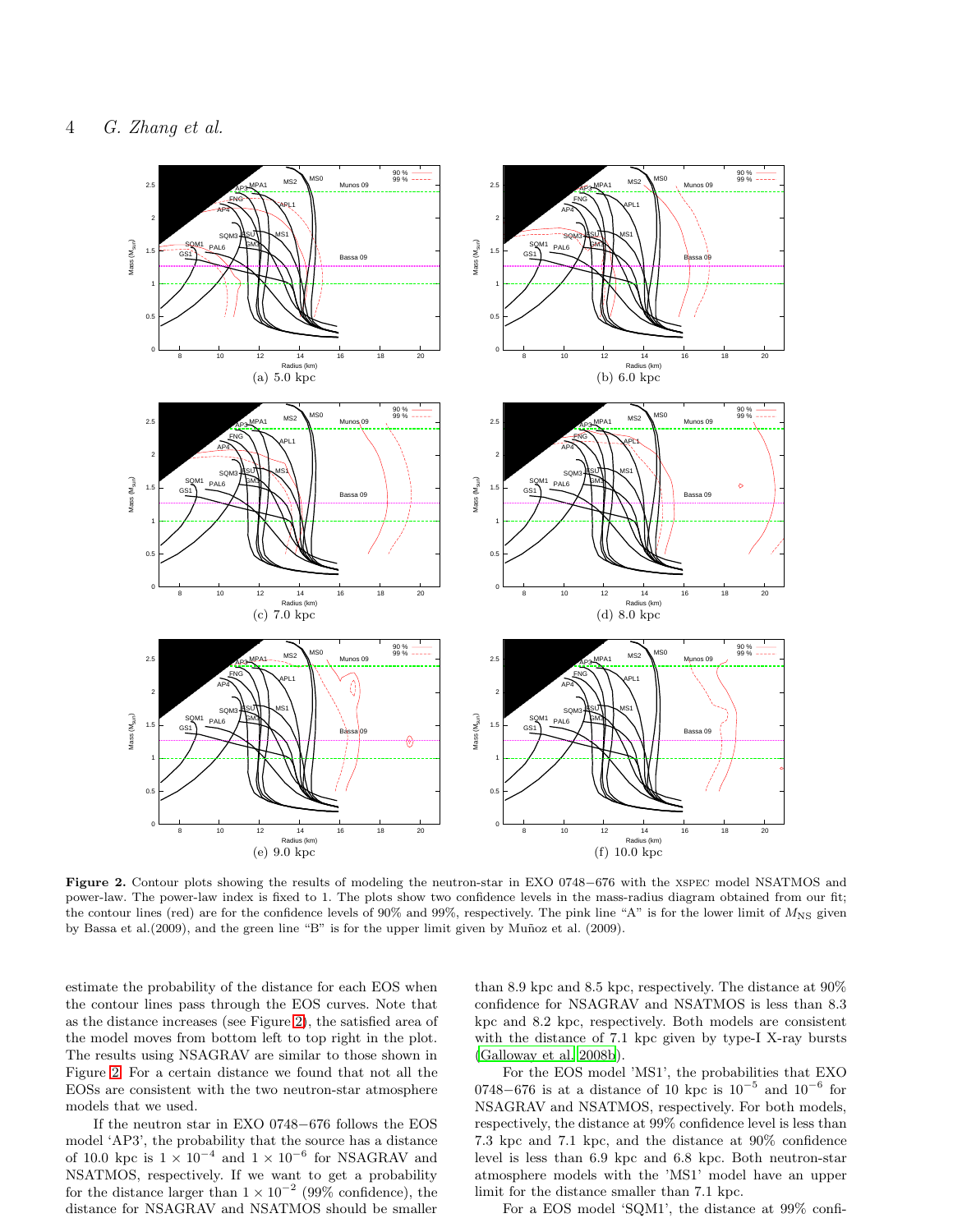90 %
99 %
Munos 09
Bassa 09
MS0
MS2
MPA1
AP3
FNG
APL1
AP4
SQM3
ESU
MS1
GM4
SQM1
PAL6
GS1
Mass ($M_{sun}$)
Radius (km)

(a) 5.0 kpc

(b) 6.0 kpc

(c) 7.0 kpc

(d) 8.0 kpc

(e) 9.0 kpc

(f) 10.0 kpc

**Figure 2.** Contour plots showing the results of modeling the neutron-star in EXO 0748−676 with the XSPEC model NSATMOS and power-law. The power-law index is fixed to 1. The plots show two confidence levels in the mass-radius diagram obtained from our fit; the contour lines (red) are for the confidence levels of 90% and 99%, respectively. The pink line "A" is for the lower limit of $M_{\rm NS}$ given by Bassa et al.(2009), and the green line "B" is for the upper limit given by Muñoz et al. (2009).

estimate the probability of the distance for each EOS when the contour lines pass through the EOS curves. Note that as the distance increases (see Figure 2), the satisfied area of the model moves from bottom left to top right in the plot. The results using NSAGRAV are similar to those shown in Figure 2. For a certain distance we found that not all the EOSs are consistent with the two neutron-star atmosphere models that we used.

If the neutron star in EXO 0748−676 follows the EOS model 'AP3', the probability that the source has a distance of 10.0 kpc is $1 \times 10^{-4}$ and $1 \times 10^{-6}$ for NSAGRAV and NSATMOS, respectively. If we want to get a probability for the distance larger than $1 \times 10^{-2}$ (99% confidence), the distance for NSAGRAV and NSATMOS should be smaller than 8.9 kpc and 8.5 kpc, respectively. The distance at 90% confidence for NSAGRAV and NSATMOS is less than 8.3 kpc and 8.2 kpc, respectively. Both models are consistent with the distance of 7.1 kpc given by type-I X-ray bursts (Galloway et al. 2008b).

For the EOS model 'MS1', the probabilities that EXO 0748−676 is at a distance of 10 kpc is $10^{-5}$ and $10^{-6}$ for NSAGRAV and NSATMOS, respectively. For both models, respectively, the distance at 99% confidence level is less than 7.3 kpc and 7.1 kpc, and the distance at 90% confidence level is less than 6.9 kpc and 6.8 kpc. Both neutron-star atmosphere models with the 'MS1' model have an upper limit for the distance smaller than 7.1 kpc.

For a EOS model 'SQM1', the distance at 99% confi-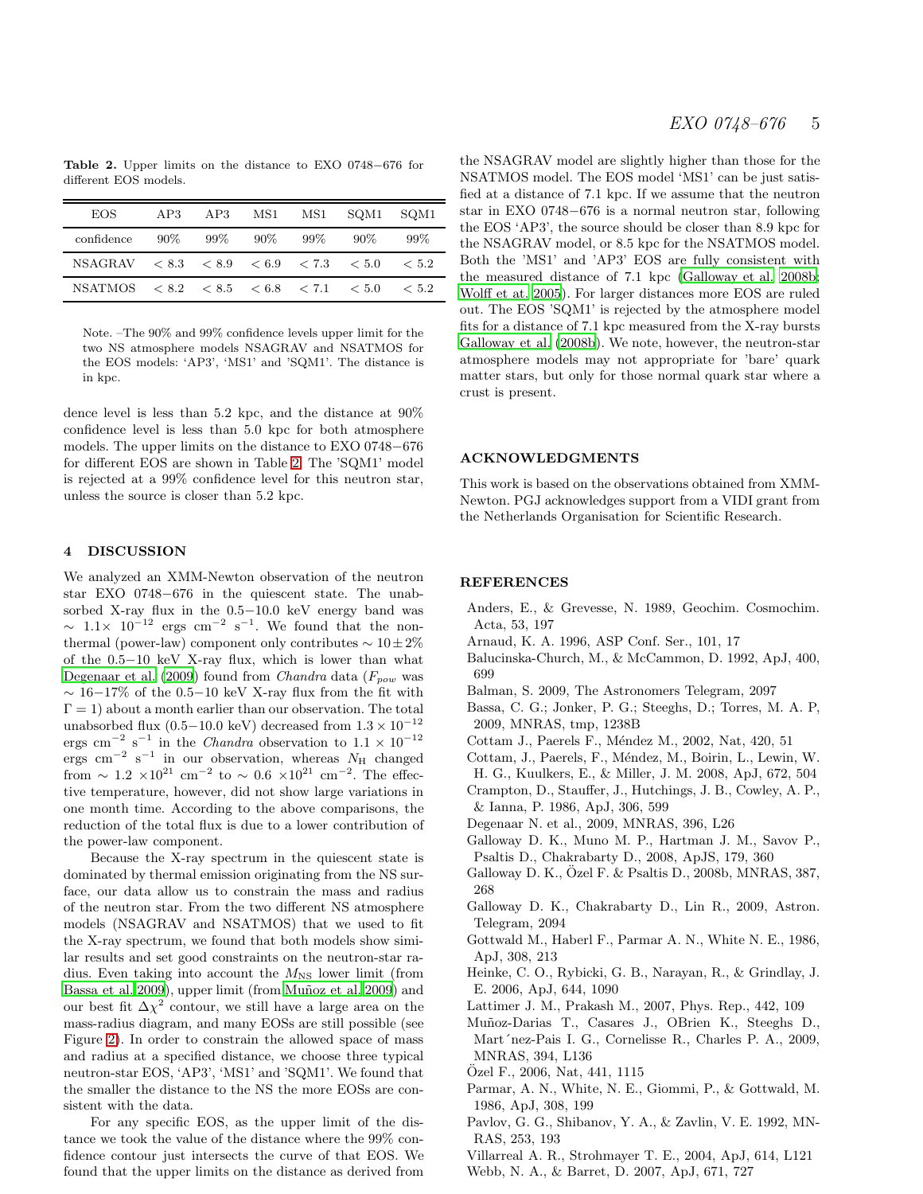**Table 2.** Upper limits on the distance to EXO 0748−676 for different EOS models.

| EOS | AP3 | AP3 | MS1 | MS1 | SQM1 | SQM1 |
|---|---|---|---|---|---|---|
| confidence | 90% | 99% | 90% | 99% | 90% | 99% |
| NSAGRAV | $< 8.3$ | $< 8.9$ | $< 6.9$ | $< 7.3$ | $< 5.0$ | $< 5.2$ |
| NSATMOS | $< 8.2$ | $< 8.5$ | $< 6.8$ | $< 7.1$ | $< 5.0$ | $< 5.2$ |

Note. –The 90% and 99% confidence levels upper limit for the two NS atmosphere models NSAGRAV and NSATMOS for the EOS models: 'AP3', 'MS1' and 'SQM1'. The distance is in kpc.

dence level is less than 5.2 kpc, and the distance at 90% confidence level is less than 5.0 kpc for both atmosphere models. The upper limits on the distance to EXO 0748−676 for different EOS are shown in Table 2. The 'SQM1' model is rejected at a 99% confidence level for this neutron star, unless the source is closer than 5.2 kpc.

## 4 DISCUSSION

We analyzed an XMM-Newton observation of the neutron star EXO 0748−676 in the quiescent state. The unabsorbed X-ray flux in the 0.5−10.0 keV energy band was $\sim 1.1\times 10^{-12}$ ergs cm$^{-2}$ s$^{-1}$. We found that the non-thermal (power-law) component only contributes $\sim 10\pm2\%$ of the 0.5−10 keV X-ray flux, which is lower than what Degenaar et al. (2009) found from *Chandra* data ($F_{pow}$ was $\sim$ 16−17% of the 0.5−10 keV X-ray flux from the fit with $\Gamma = 1$) about a month earlier than our observation. The total unabsorbed flux (0.5−10.0 keV) decreased from $1.3\times10^{-12}$ ergs cm$^{-2}$ s$^{-1}$ in the *Chandra* observation to $1.1\times10^{-12}$ ergs cm$^{-2}$ s$^{-1}$ in our observation, whereas $N_{\rm H}$ changed from $\sim 1.2\times10^{21}$ cm$^{-2}$ to $\sim 0.6\times10^{21}$ cm$^{-2}$. The effective temperature, however, did not show large variations in one month time. According to the above comparisons, the reduction of the total flux is due to a lower contribution of the power-law component.

Because the X-ray spectrum in the quiescent state is dominated by thermal emission originating from the NS surface, our data allow us to constrain the mass and radius of the neutron star. From the two different NS atmosphere models (NSAGRAV and NSATMOS) that we used to fit the X-ray spectrum, we found that both models show similar results and set good constraints on the neutron-star radius. Even taking into account the $M_{\rm NS}$ lower limit (from Bassa et al. 2009), upper limit (from Muñoz et al. 2009) and our best fit $\Delta\chi^2$ contour, we still have a large area on the mass-radius diagram, and many EOSs are still possible (see Figure 2). In order to constrain the allowed space of mass and radius at a specified distance, we choose three typical neutron-star EOS, 'AP3', 'MS1' and 'SQM1'. We found that the smaller the distance to the NS the more EOSs are consistent with the data.

For any specific EOS, as the upper limit of the distance we took the value of the distance where the 99% confidence contour just intersects the curve of that EOS. We found that the upper limits on the distance as derived from the NSAGRAV model are slightly higher than those for the NSATMOS model. The EOS model 'MS1' can be just satisfied at a distance of 7.1 kpc. If we assume that the neutron star in EXO 0748−676 is a normal neutron star, following the EOS 'AP3', the source should be closer than 8.9 kpc for the NSAGRAV model, or 8.5 kpc for the NSATMOS model. Both the 'MS1' and 'AP3' EOS are fully consistent with the measured distance of 7.1 kpc (Galloway et al. 2008b; Wolff et al. 2005). For larger distances more EOS are ruled out. The EOS 'SQM1' is rejected by the atmosphere model fits for a distance of 7.1 kpc measured from the X-ray bursts Galloway et al. (2008b). We note, however, the neutron-star atmosphere models may not appropriate for 'bare' quark matter stars, but only for those normal quark star where a crust is present.

## ACKNOWLEDGMENTS

This work is based on the observations obtained from XMM-Newton. PGJ acknowledges support from a VIDI grant from the Netherlands Organisation for Scientific Research.

## REFERENCES

Anders, E., & Grevesse, N. 1989, Geochim. Cosmochim. Acta, 53, 197

Arnaud, K. A. 1996, ASP Conf. Ser., 101, 17

Balucinska-Church, M., & McCammon, D. 1992, ApJ, 400, 699

Balman, S. 2009, The Astronomers Telegram, 2097

Bassa, C. G.; Jonker, P. G.; Steeghs, D.; Torres, M. A. P, 2009, MNRAS, tmp, 1238B

Cottam J., Paerels F., Méndez M., 2002, Nat, 420, 51

Cottam, J., Paerels, F., Méndez, M., Boirin, L., Lewin, W. H. G., Kuulkers, E., & Miller, J. M. 2008, ApJ, 672, 504

Crampton, D., Stauffer, J., Hutchings, J. B., Cowley, A. P., & Ianna, P. 1986, ApJ, 306, 599

Degenaar N. et al., 2009, MNRAS, 396, L26

Galloway D. K., Muno M. P., Hartman J. M., Savov P., Psaltis D., Chakrabarty D., 2008, ApJS, 179, 360

Galloway D. K., Özel F. & Psaltis D., 2008b, MNRAS, 387, 268

Galloway D. K., Chakrabarty D., Lin R., 2009, Astron. Telegram, 2094

Gottwald M., Haberl F., Parmar A. N., White N. E., 1986, ApJ, 308, 213

Heinke, C. O., Rybicki, G. B., Narayan, R., & Grindlay, J. E. 2006, ApJ, 644, 1090

Lattimer J. M., Prakash M., 2007, Phys. Rep., 442, 109

Muñoz-Darias T., Casares J., OBrien K., Steeghs D., Mart´nez-Pais I. G., Cornelisse R., Charles P. A., 2009, MNRAS, 394, L136

Özel F., 2006, Nat, 441, 1115

Parmar, A. N., White, N. E., Giommi, P., & Gottwald, M. 1986, ApJ, 308, 199

Pavlov, G. G., Shibanov, Y. A., & Zavlin, V. E. 1992, MNRAS, 253, 193

Villarreal A. R., Strohmayer T. E., 2004, ApJ, 614, L121

Webb, N. A., & Barret, D. 2007, ApJ, 671, 727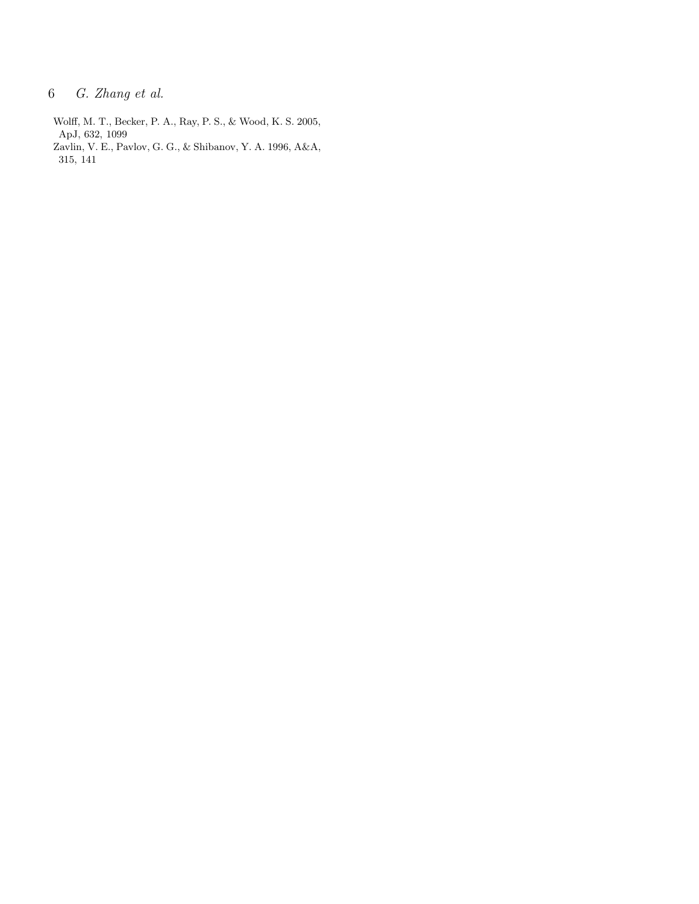Wolff, M. T., Becker, P. A., Ray, P. S., & Wood, K. S. 2005, ApJ, 632, 1099

Zavlin, V. E., Pavlov, G. G., & Shibanov, Y. A. 1996, A&A, 315, 141